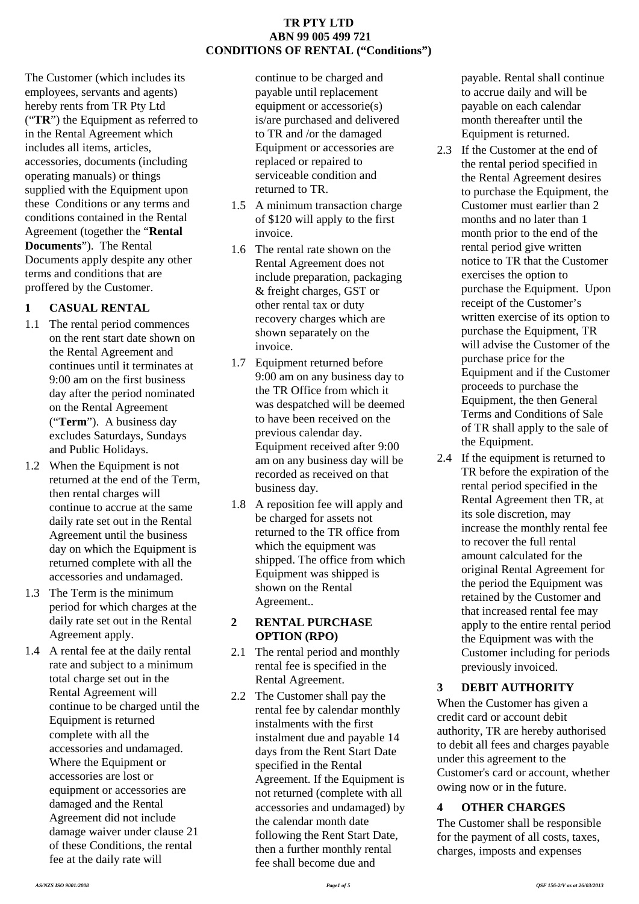# TR PTY LTD
## ABN 99 005 499 721
## CONDITIONS OF RENTAL ("Conditions")

The Customer (which includes its employees, servants and agents) hereby rents from TR Pty Ltd ("**TR**") the Equipment as referred to in the Rental Agreement which includes all items, articles, accessories, documents (including operating manuals) or things supplied with the Equipment upon these Conditions or any terms and conditions contained in the Rental Agreement (together the "**Rental Documents**"). The Rental Documents apply despite any other terms and conditions that are proffered by the Customer.

## 1 CASUAL RENTAL

1.1 The rental period commences on the rent start date shown on the Rental Agreement and continues until it terminates at 9:00 am on the first business day after the period nominated on the Rental Agreement ("**Term**"). A business day excludes Saturdays, Sundays and Public Holidays.

1.2 When the Equipment is not returned at the end of the Term, then rental charges will continue to accrue at the same daily rate set out in the Rental Agreement until the business day on which the Equipment is returned complete with all the accessories and undamaged.

1.3 The Term is the minimum period for which charges at the daily rate set out in the Rental Agreement apply.

1.4 A rental fee at the daily rental rate and subject to a minimum total charge set out in the Rental Agreement will continue to be charged until the Equipment is returned complete with all the accessories and undamaged. Where the Equipment or accessories are lost or equipment or accessories are damaged and the Rental Agreement did not include damage waiver under clause 21 of these Conditions, the rental fee at the daily rate will continue to be charged and payable until replacement equipment or accessorie(s) is/are purchased and delivered to TR and /or the damaged Equipment or accessories are replaced or repaired to serviceable condition and returned to TR.

1.5 A minimum transaction charge of $120 will apply to the first invoice.

1.6 The rental rate shown on the Rental Agreement does not include preparation, packaging & freight charges, GST or other rental tax or duty recovery charges which are shown separately on the invoice.

1.7 Equipment returned before 9:00 am on any business day to the TR Office from which it was despatched will be deemed to have been received on the previous calendar day. Equipment received after 9:00 am on any business day will be recorded as received on that business day.

1.8 A reposition fee will apply and be charged for assets not returned to the TR office from which the equipment was shipped. The office from which Equipment was shipped is shown on the Rental Agreement..

## 2 RENTAL PURCHASE OPTION (RPO)

2.1 The rental period and monthly rental fee is specified in the Rental Agreement.

2.2 The Customer shall pay the rental fee by calendar monthly instalments with the first instalment due and payable 14 days from the Rent Start Date specified in the Rental Agreement. If the Equipment is not returned (complete with all accessories and undamaged) by the calendar month date following the Rent Start Date, then a further monthly rental fee shall become due and payable. Rental shall continue to accrue daily and will be payable on each calendar month thereafter until the Equipment is returned.

2.3 If the Customer at the end of the rental period specified in the Rental Agreement desires to purchase the Equipment, the Customer must earlier than 2 months and no later than 1 month prior to the end of the rental period give written notice to TR that the Customer exercises the option to purchase the Equipment. Upon receipt of the Customer's written exercise of its option to purchase the Equipment, TR will advise the Customer of the purchase price for the Equipment and if the Customer proceeds to purchase the Equipment, the then General Terms and Conditions of Sale of TR shall apply to the sale of the Equipment.

2.4 If the equipment is returned to TR before the expiration of the rental period specified in the Rental Agreement then TR, at its sole discretion, may increase the monthly rental fee to recover the full rental amount calculated for the original Rental Agreement for the period the Equipment was retained by the Customer and that increased rental fee may apply to the entire rental period the Equipment was with the Customer including for periods previously invoiced.

## 3 DEBIT AUTHORITY

When the Customer has given a credit card or account debit authority, TR are hereby authorised to debit all fees and charges payable under this agreement to the Customer's card or account, whether owing now or in the future.

## 4 OTHER CHARGES

The Customer shall be responsible for the payment of all costs, taxes, charges, imposts and expenses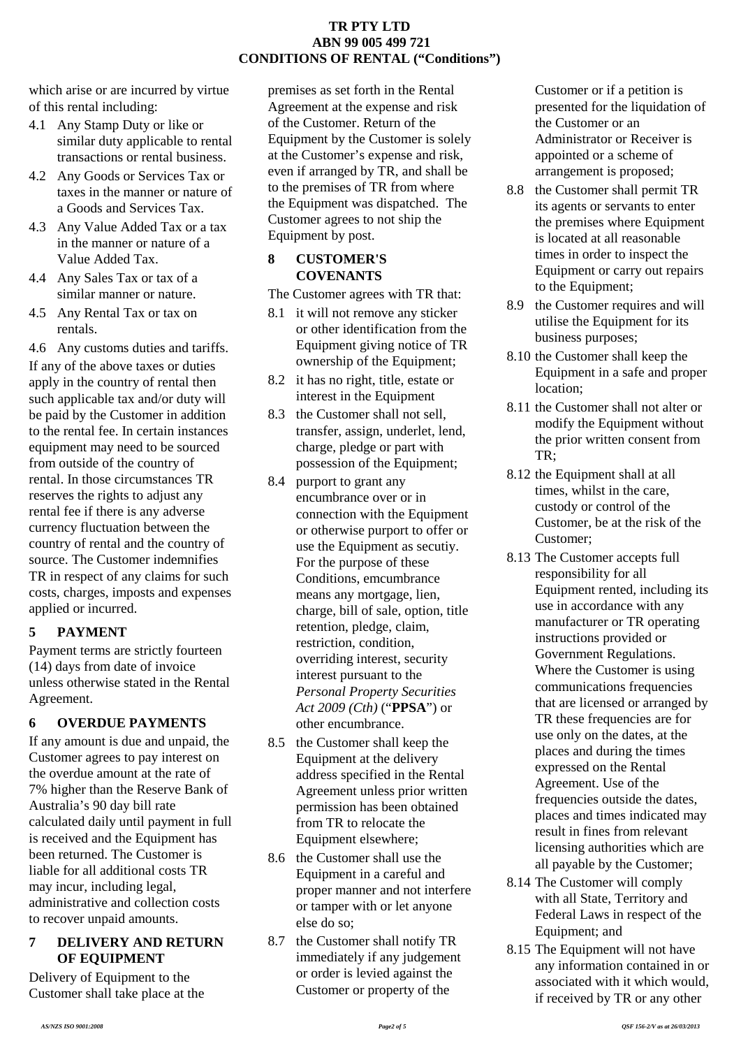which arise or are incurred by virtue of this rental including:

4.1 Any Stamp Duty or like or similar duty applicable to rental transactions or rental business.

4.2 Any Goods or Services Tax or taxes in the manner or nature of a Goods and Services Tax.

4.3 Any Value Added Tax or a tax in the manner or nature of a Value Added Tax.

4.4 Any Sales Tax or tax of a similar manner or nature.

4.5 Any Rental Tax or tax on rentals.

4.6 Any customs duties and tariffs.

If any of the above taxes or duties apply in the country of rental then such applicable tax and/or duty will be paid by the Customer in addition to the rental fee. In certain instances equipment may need to be sourced from outside of the country of rental. In those circumstances TR reserves the rights to adjust any rental fee if there is any adverse currency fluctuation between the country of rental and the country of source. The Customer indemnifies TR in respect of any claims for such costs, charges, imposts and expenses applied or incurred.

## 5 PAYMENT

Payment terms are strictly fourteen (14) days from date of invoice unless otherwise stated in the Rental Agreement.

## 6 OVERDUE PAYMENTS

If any amount is due and unpaid, the Customer agrees to pay interest on the overdue amount at the rate of 7% higher than the Reserve Bank of Australia's 90 day bill rate calculated daily until payment in full is received and the Equipment has been returned. The Customer is liable for all additional costs TR may incur, including legal, administrative and collection costs to recover unpaid amounts.

## 7 DELIVERY AND RETURN OF EQUIPMENT

Delivery of Equipment to the Customer shall take place at the premises as set forth in the Rental Agreement at the expense and risk of the Customer. Return of the Equipment by the Customer is solely at the Customer's expense and risk, even if arranged by TR, and shall be to the premises of TR from where the Equipment was dispatched. The Customer agrees to not ship the Equipment by post.

## 8 CUSTOMER'S COVENANTS

The Customer agrees with TR that:

8.1 it will not remove any sticker or other identification from the Equipment giving notice of TR ownership of the Equipment;

8.2 it has no right, title, estate or interest in the Equipment

8.3 the Customer shall not sell, transfer, assign, underlet, lend, charge, pledge or part with possession of the Equipment;

8.4 purport to grant any encumbrance over or in connection with the Equipment or otherwise purport to offer or use the Equipment as secutiy. For the purpose of these Conditions, emcumbrance means any mortgage, lien, charge, bill of sale, option, title retention, pledge, claim, restriction, condition, overriding interest, security interest pursuant to the *Personal Property Securities Act 2009 (Cth)* ("**PPSA**") or other encumbrance.

8.5 the Customer shall keep the Equipment at the delivery address specified in the Rental Agreement unless prior written permission has been obtained from TR to relocate the Equipment elsewhere;

8.6 the Customer shall use the Equipment in a careful and proper manner and not interfere or tamper with or let anyone else do so;

8.7 the Customer shall notify TR immediately if any judgement or order is levied against the Customer or property of the Customer or if a petition is presented for the liquidation of the Customer or an Administrator or Receiver is appointed or a scheme of arrangement is proposed;

8.8 the Customer shall permit TR its agents or servants to enter the premises where Equipment is located at all reasonable times in order to inspect the Equipment or carry out repairs to the Equipment;

8.9 the Customer requires and will utilise the Equipment for its business purposes;

8.10 the Customer shall keep the Equipment in a safe and proper location;

8.11 the Customer shall not alter or modify the Equipment without the prior written consent from TR;

8.12 the Equipment shall at all times, whilst in the care, custody or control of the Customer, be at the risk of the Customer;

8.13 The Customer accepts full responsibility for all Equipment rented, including its use in accordance with any manufacturer or TR operating instructions provided or Government Regulations. Where the Customer is using communications frequencies that are licensed or arranged by TR these frequencies are for use only on the dates, at the places and during the times expressed on the Rental Agreement. Use of the frequencies outside the dates, places and times indicated may result in fines from relevant licensing authorities which are all payable by the Customer;

8.14 The Customer will comply with all State, Territory and Federal Laws in respect of the Equipment; and

8.15 The Equipment will not have any information contained in or associated with it which would, if received by TR or any other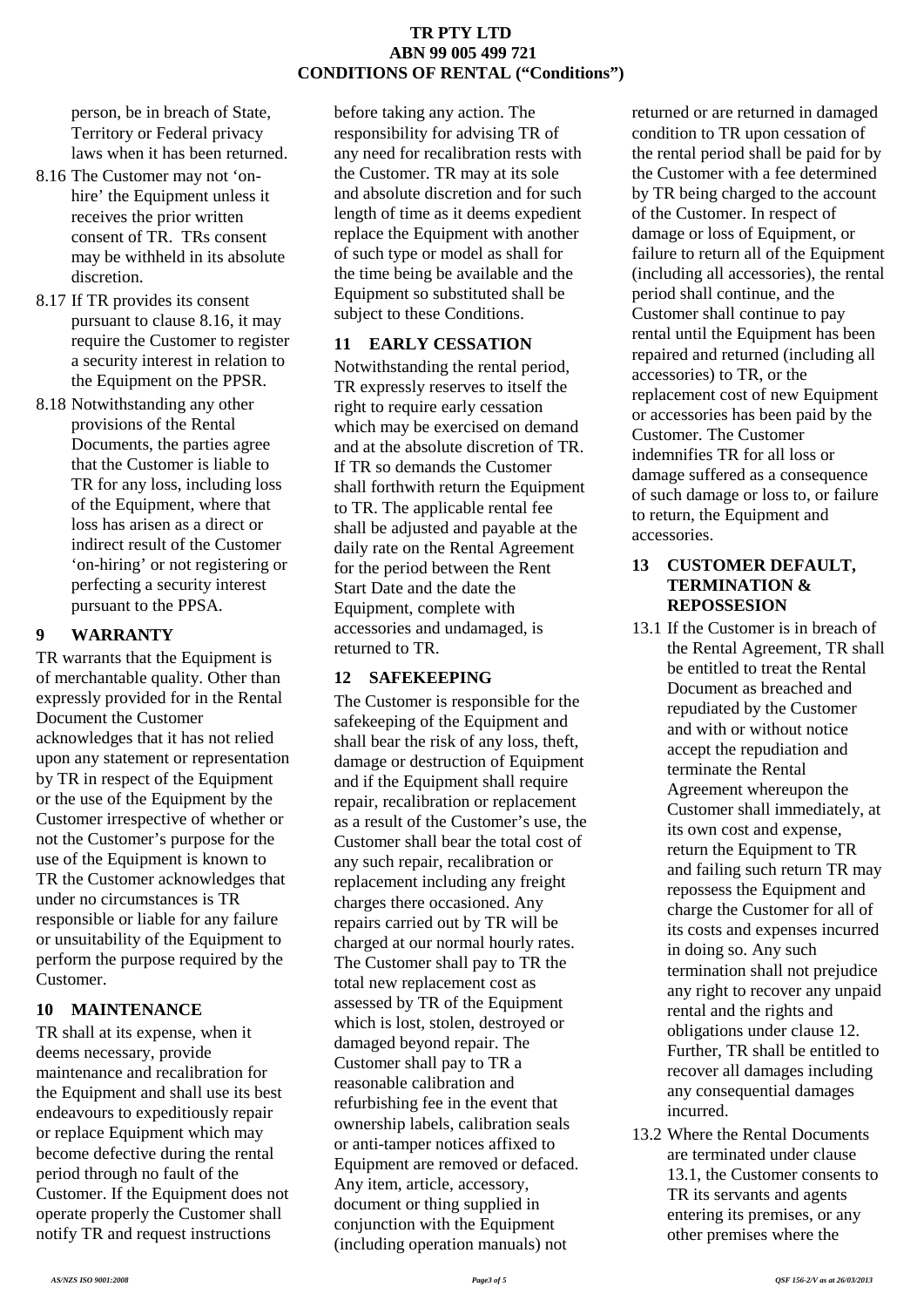person, be in breach of State, Territory or Federal privacy laws when it has been returned.

8.16 The Customer may not 'on-hire' the Equipment unless it receives the prior written consent of TR. TRs consent may be withheld in its absolute discretion.

8.17 If TR provides its consent pursuant to clause 8.16, it may require the Customer to register a security interest in relation to the Equipment on the PPSR.

8.18 Notwithstanding any other provisions of the Rental Documents, the parties agree that the Customer is liable to TR for any loss, including loss of the Equipment, where that loss has arisen as a direct or indirect result of the Customer 'on-hiring' or not registering or perfecting a security interest pursuant to the PPSA.

## 9 WARRANTY

TR warrants that the Equipment is of merchantable quality. Other than expressly provided for in the Rental Document the Customer acknowledges that it has not relied upon any statement or representation by TR in respect of the Equipment or the use of the Equipment by the Customer irrespective of whether or not the Customer's purpose for the use of the Equipment is known to TR the Customer acknowledges that under no circumstances is TR responsible or liable for any failure or unsuitability of the Equipment to perform the purpose required by the Customer.

## 10 MAINTENANCE

TR shall at its expense, when it deems necessary, provide maintenance and recalibration for the Equipment and shall use its best endeavours to expeditiously repair or replace Equipment which may become defective during the rental period through no fault of the Customer. If the Equipment does not operate properly the Customer shall notify TR and request instructions before taking any action. The responsibility for advising TR of any need for recalibration rests with the Customer. TR may at its sole and absolute discretion and for such length of time as it deems expedient replace the Equipment with another of such type or model as shall for the time being be available and the Equipment so substituted shall be subject to these Conditions.

## 11 EARLY CESSATION

Notwithstanding the rental period, TR expressly reserves to itself the right to require early cessation which may be exercised on demand and at the absolute discretion of TR. If TR so demands the Customer shall forthwith return the Equipment to TR. The applicable rental fee shall be adjusted and payable at the daily rate on the Rental Agreement for the period between the Rent Start Date and the date the Equipment, complete with accessories and undamaged, is returned to TR.

## 12 SAFEKEEPING

The Customer is responsible for the safekeeping of the Equipment and shall bear the risk of any loss, theft, damage or destruction of Equipment and if the Equipment shall require repair, recalibration or replacement as a result of the Customer's use, the Customer shall bear the total cost of any such repair, recalibration or replacement including any freight charges there occasioned. Any repairs carried out by TR will be charged at our normal hourly rates. The Customer shall pay to TR the total new replacement cost as assessed by TR of the Equipment which is lost, stolen, destroyed or damaged beyond repair. The Customer shall pay to TR a reasonable calibration and refurbishing fee in the event that ownership labels, calibration seals or anti-tamper notices affixed to Equipment are removed or defaced. Any item, article, accessory, document or thing supplied in conjunction with the Equipment (including operation manuals) not returned or are returned in damaged condition to TR upon cessation of the rental period shall be paid for by the Customer with a fee determined by TR being charged to the account of the Customer. In respect of damage or loss of Equipment, or failure to return all of the Equipment (including all accessories), the rental period shall continue, and the Customer shall continue to pay rental until the Equipment has been repaired and returned (including all accessories) to TR, or the replacement cost of new Equipment or accessories has been paid by the Customer. The Customer indemnifies TR for all loss or damage suffered as a consequence of such damage or loss to, or failure to return, the Equipment and accessories.

## 13 CUSTOMER DEFAULT, TERMINATION & REPOSSESION

13.1 If the Customer is in breach of the Rental Agreement, TR shall be entitled to treat the Rental Document as breached and repudiated by the Customer and with or without notice accept the repudiation and terminate the Rental Agreement whereupon the Customer shall immediately, at its own cost and expense, return the Equipment to TR and failing such return TR may repossess the Equipment and charge the Customer for all of its costs and expenses incurred in doing so. Any such termination shall not prejudice any right to recover any unpaid rental and the rights and obligations under clause 12. Further, TR shall be entitled to recover all damages including any consequential damages incurred.

13.2 Where the Rental Documents are terminated under clause 13.1, the Customer consents to TR its servants and agents entering its premises, or any other premises where the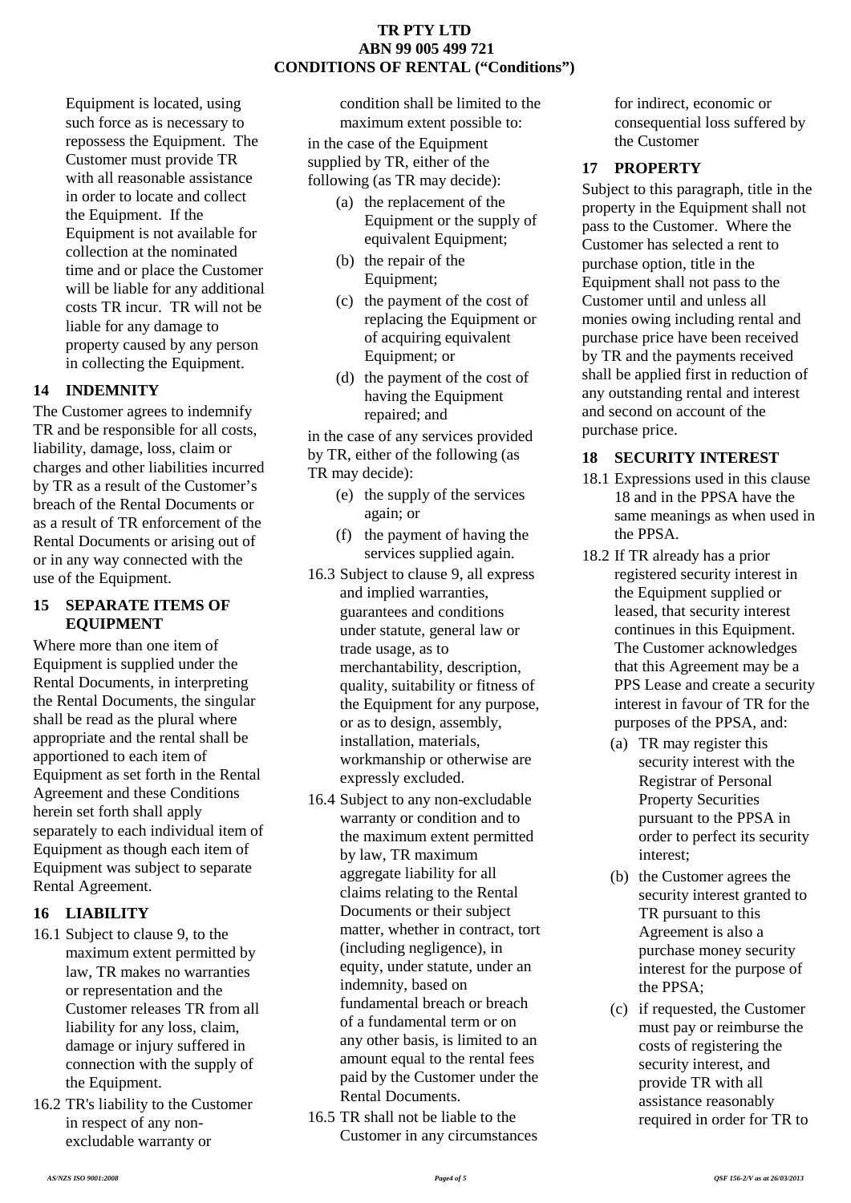Equipment is located, using such force as is necessary to repossess the Equipment. The Customer must provide TR with all reasonable assistance in order to locate and collect the Equipment. If the Equipment is not available for collection at the nominated time and or place the Customer will be liable for any additional costs TR incur. TR will not be liable for any damage to property caused by any person in collecting the Equipment.

## 14 INDEMNITY

The Customer agrees to indemnify TR and be responsible for all costs, liability, damage, loss, claim or charges and other liabilities incurred by TR as a result of the Customer's breach of the Rental Documents or as a result of TR enforcement of the Rental Documents or arising out of or in any way connected with the use of the Equipment.

## 15 SEPARATE ITEMS OF EQUIPMENT

Where more than one item of Equipment is supplied under the Rental Documents, in interpreting the Rental Documents, the singular shall be read as the plural where appropriate and the rental shall be apportioned to each item of Equipment as set forth in the Rental Agreement and these Conditions herein set forth shall apply separately to each individual item of Equipment as though each item of Equipment was subject to separate Rental Agreement.

## 16 LIABILITY

16.1 Subject to clause 9, to the maximum extent permitted by law, TR makes no warranties or representation and the Customer releases TR from all liability for any loss, claim, damage or injury suffered in connection with the supply of the Equipment.

16.2 TR's liability to the Customer in respect of any non-excludable warranty or condition shall be limited to the maximum extent possible to:

in the case of the Equipment supplied by TR, either of the following (as TR may decide):

(a) the replacement of the Equipment or the supply of equivalent Equipment;

(b) the repair of the Equipment;

(c) the payment of the cost of replacing the Equipment or of acquiring equivalent Equipment; or

(d) the payment of the cost of having the Equipment repaired; and

in the case of any services provided by TR, either of the following (as TR may decide):

(e) the supply of the services again; or

(f) the payment of having the services supplied again.

16.3 Subject to clause 9, all express and implied warranties, guarantees and conditions under statute, general law or trade usage, as to merchantability, description, quality, suitability or fitness of the Equipment for any purpose, or as to design, assembly, installation, materials, workmanship or otherwise are expressly excluded.

16.4 Subject to any non-excludable warranty or condition and to the maximum extent permitted by law, TR maximum aggregate liability for all claims relating to the Rental Documents or their subject matter, whether in contract, tort (including negligence), in equity, under statute, under an indemnity, based on fundamental breach or breach of a fundamental term or on any other basis, is limited to an amount equal to the rental fees paid by the Customer under the Rental Documents.

16.5 TR shall not be liable to the Customer in any circumstances for indirect, economic or consequential loss suffered by the Customer

## 17 PROPERTY

Subject to this paragraph, title in the property in the Equipment shall not pass to the Customer. Where the Customer has selected a rent to purchase option, title in the Equipment shall not pass to the Customer until and unless all monies owing including rental and purchase price have been received by TR and the payments received shall be applied first in reduction of any outstanding rental and interest and second on account of the purchase price.

## 18 SECURITY INTEREST

18.1 Expressions used in this clause 18 and in the PPSA have the same meanings as when used in the PPSA.

18.2 If TR already has a prior registered security interest in the Equipment supplied or leased, that security interest continues in this Equipment. The Customer acknowledges that this Agreement may be a PPS Lease and create a security interest in favour of TR for the purposes of the PPSA, and:

(a) TR may register this security interest with the Registrar of Personal Property Securities pursuant to the PPSA in order to perfect its security interest;

(b) the Customer agrees the security interest granted to TR pursuant to this Agreement is also a purchase money security interest for the purpose of the PPSA;

(c) if requested, the Customer must pay or reimburse the costs of registering the security interest, and provide TR with all assistance reasonably required in order for TR to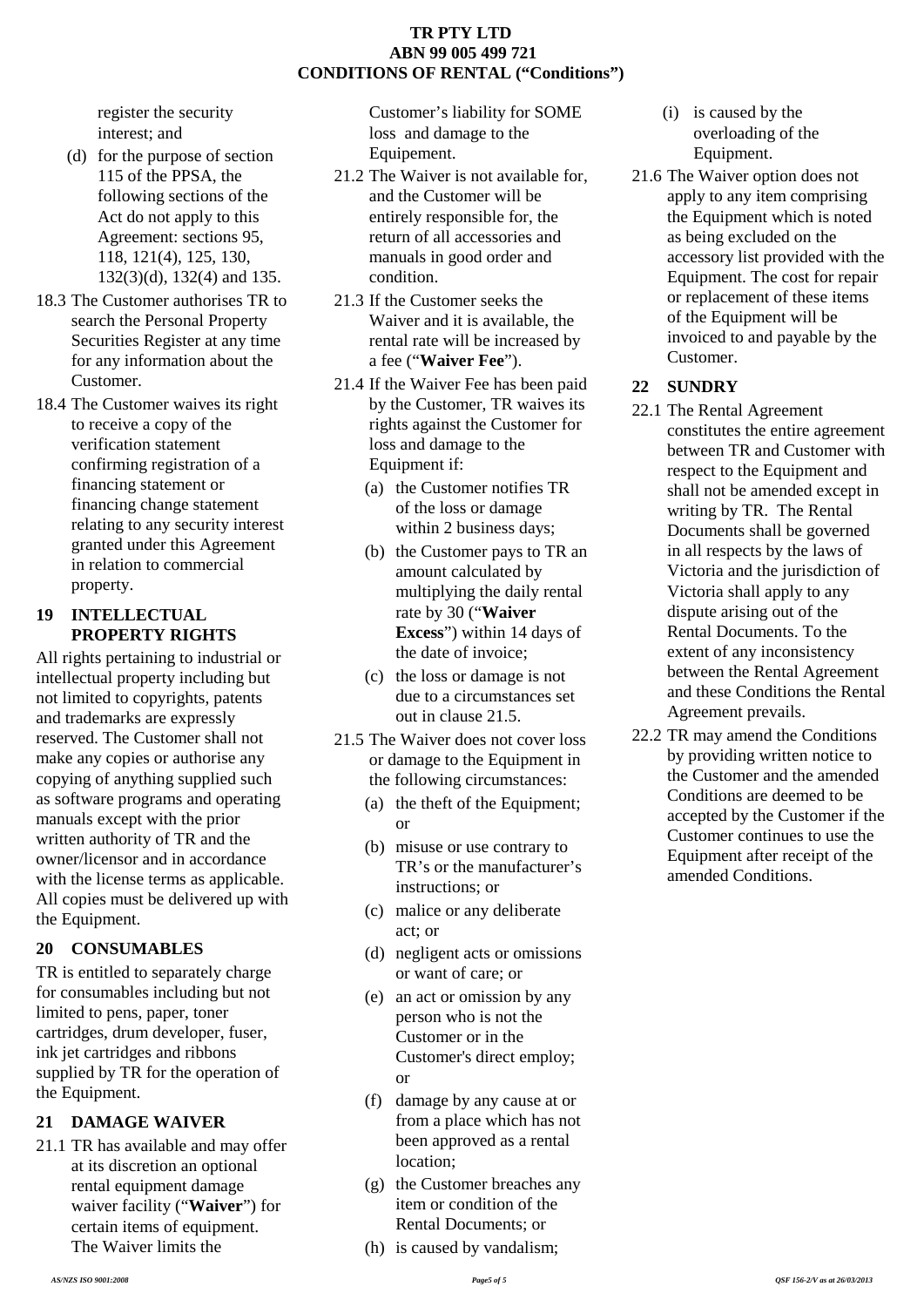register the security interest; and

(d) for the purpose of section 115 of the PPSA, the following sections of the Act do not apply to this Agreement: sections 95, 118, 121(4), 125, 130, 132(3)(d), 132(4) and 135.

18.3 The Customer authorises TR to search the Personal Property Securities Register at any time for any information about the Customer.

18.4 The Customer waives its right to receive a copy of the verification statement confirming registration of a financing statement or financing change statement relating to any security interest granted under this Agreement in relation to commercial property.

## 19 INTELLECTUAL PROPERTY RIGHTS

All rights pertaining to industrial or intellectual property including but not limited to copyrights, patents and trademarks are expressly reserved. The Customer shall not make any copies or authorise any copying of anything supplied such as software programs and operating manuals except with the prior written authority of TR and the owner/licensor and in accordance with the license terms as applicable. All copies must be delivered up with the Equipment.

## 20 CONSUMABLES

TR is entitled to separately charge for consumables including but not limited to pens, paper, toner cartridges, drum developer, fuser, ink jet cartridges and ribbons supplied by TR for the operation of the Equipment.

## 21 DAMAGE WAIVER

21.1 TR has available and may offer at its discretion an optional rental equipment damage waiver facility ("**Waiver**") for certain items of equipment. The Waiver limits the Customer's liability for SOME loss and damage to the Equipement.

21.2 The Waiver is not available for, and the Customer will be entirely responsible for, the return of all accessories and manuals in good order and condition.

21.3 If the Customer seeks the Waiver and it is available, the rental rate will be increased by a fee ("**Waiver Fee**").

21.4 If the Waiver Fee has been paid by the Customer, TR waives its rights against the Customer for loss and damage to the Equipment if:

(a) the Customer notifies TR of the loss or damage within 2 business days;

(b) the Customer pays to TR an amount calculated by multiplying the daily rental rate by 30 ("**Waiver Excess**") within 14 days of the date of invoice;

(c) the loss or damage is not due to a circumstances set out in clause 21.5.

21.5 The Waiver does not cover loss or damage to the Equipment in the following circumstances:

(a) the theft of the Equipment; or

(b) misuse or use contrary to TR's or the manufacturer's instructions; or

(c) malice or any deliberate act; or

(d) negligent acts or omissions or want of care; or

(e) an act or omission by any person who is not the Customer or in the Customer's direct employ; or

(f) damage by any cause at or from a place which has not been approved as a rental location;

(g) the Customer breaches any item or condition of the Rental Documents; or

(h) is caused by vandalism;

(i) is caused by the overloading of the Equipment.

21.6 The Waiver option does not apply to any item comprising the Equipment which is noted as being excluded on the accessory list provided with the Equipment. The cost for repair or replacement of these items of the Equipment will be invoiced to and payable by the Customer.

## 22 SUNDRY

22.1 The Rental Agreement constitutes the entire agreement between TR and Customer with respect to the Equipment and shall not be amended except in writing by TR. The Rental Documents shall be governed in all respects by the laws of Victoria and the jurisdiction of Victoria shall apply to any dispute arising out of the Rental Documents. To the extent of any inconsistency between the Rental Agreement and these Conditions the Rental Agreement prevails.

22.2 TR may amend the Conditions by providing written notice to the Customer and the amended Conditions are deemed to be accepted by the Customer if the Customer continues to use the Equipment after receipt of the amended Conditions.